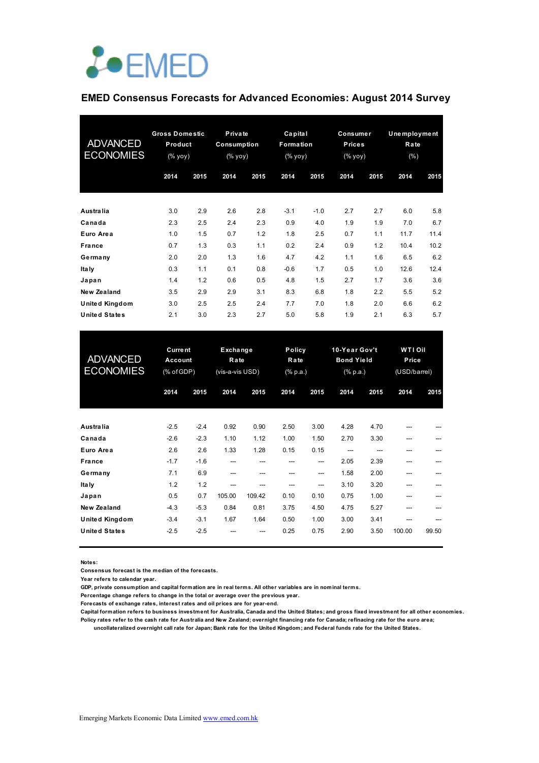EMED

## EMED Consensus Forecasts for Advanced Economies: August 2014 Survey

| ADVANCED ECONOMIES | Gross Domestic Product (% yoy) | | Private Consumption (% yoy) | | Capital Formation (% yoy) | | Consumer Prices (% yoy) | | Unemployment Rate (%) | |
|---|---|---|---|---|---|---|---|---|---|---|
| | 2014 | 2015 | 2014 | 2015 | 2014 | 2015 | 2014 | 2015 | 2014 | 2015 |
| Australia | 3.0 | 2.9 | 2.6 | 2.8 | -3.1 | -1.0 | 2.7 | 2.7 | 6.0 | 5.8 |
| Canada | 2.3 | 2.5 | 2.4 | 2.3 | 0.9 | 4.0 | 1.9 | 1.9 | 7.0 | 6.7 |
| Euro Area | 1.0 | 1.5 | 0.7 | 1.2 | 1.8 | 2.5 | 0.7 | 1.1 | 11.7 | 11.4 |
| France | 0.7 | 1.3 | 0.3 | 1.1 | 0.2 | 2.4 | 0.9 | 1.2 | 10.4 | 10.2 |
| Germany | 2.0 | 2.0 | 1.3 | 1.6 | 4.7 | 4.2 | 1.1 | 1.6 | 6.5 | 6.2 |
| Italy | 0.3 | 1.1 | 0.1 | 0.8 | -0.6 | 1.7 | 0.5 | 1.0 | 12.6 | 12.4 |
| Japan | 1.4 | 1.2 | 0.6 | 0.5 | 4.8 | 1.5 | 2.7 | 1.7 | 3.6 | 3.6 |
| New Zealand | 3.5 | 2.9 | 2.9 | 3.1 | 8.3 | 6.8 | 1.8 | 2.2 | 5.5 | 5.2 |
| United Kingdom | 3.0 | 2.5 | 2.5 | 2.4 | 7.7 | 7.0 | 1.8 | 2.0 | 6.6 | 6.2 |
| United States | 2.1 | 3.0 | 2.3 | 2.7 | 5.0 | 5.8 | 1.9 | 2.1 | 6.3 | 5.7 |

| ADVANCED ECONOMIES | Current Account (% of GDP) | | Exchange Rate (vis-a-vis USD) | | Policy Rate (% p.a.) | | 10-Year Gov't Bond Yield (% p.a.) | | WTI Oil Price (USD/barrel) | |
|---|---|---|---|---|---|---|---|---|---|---|
| | 2014 | 2015 | 2014 | 2015 | 2014 | 2015 | 2014 | 2015 | 2014 | 2015 |
| Australia | -2.5 | -2.4 | 0.92 | 0.90 | 2.50 | 3.00 | 4.28 | 4.70 | --- | --- |
| Canada | -2.6 | -2.3 | 1.10 | 1.12 | 1.00 | 1.50 | 2.70 | 3.30 | --- | --- |
| Euro Area | 2.6 | 2.6 | 1.33 | 1.28 | 0.15 | 0.15 | --- | --- | --- | --- |
| France | -1.7 | -1.6 | --- | --- | --- | --- | 2.05 | 2.39 | --- | --- |
| Germany | 7.1 | 6.9 | --- | --- | --- | --- | 1.58 | 2.00 | --- | --- |
| Italy | 1.2 | 1.2 | --- | --- | --- | --- | 3.10 | 3.20 | --- | --- |
| Japan | 0.5 | 0.7 | 105.00 | 109.42 | 0.10 | 0.10 | 0.75 | 1.00 | --- | --- |
| New Zealand | -4.3 | -5.3 | 0.84 | 0.81 | 3.75 | 4.50 | 4.75 | 5.27 | --- | --- |
| United Kingdom | -3.4 | -3.1 | 1.67 | 1.64 | 0.50 | 1.00 | 3.00 | 3.41 | --- | --- |
| United States | -2.5 | -2.5 | --- | --- | 0.25 | 0.75 | 2.90 | 3.50 | 100.00 | 99.50 |

**Notes:**

Consensus forecast is the median of the forecasts.

Year refers to calendar year.

GDP, private consumption and capital formation are in real terms. All other variables are in nominal terms.

Percentage change refers to change in the total or average over the previous year.

Forecasts of exchange rates, interest rates and oil prices are for year-end.

Capital formation refers to business investment for Australia, Canada and the United States; and gross fixed investment for all other economies.

Policy rates refer to the cash rate for Australia and New Zealand; overnight financing rate for Canada; refinacing rate for the euro area; uncollateralized overnight call rate for Japan; Bank rate for the United Kingdom; and Federal funds rate for the United States.

Emerging Markets Economic Data Limited www.emed.com.hk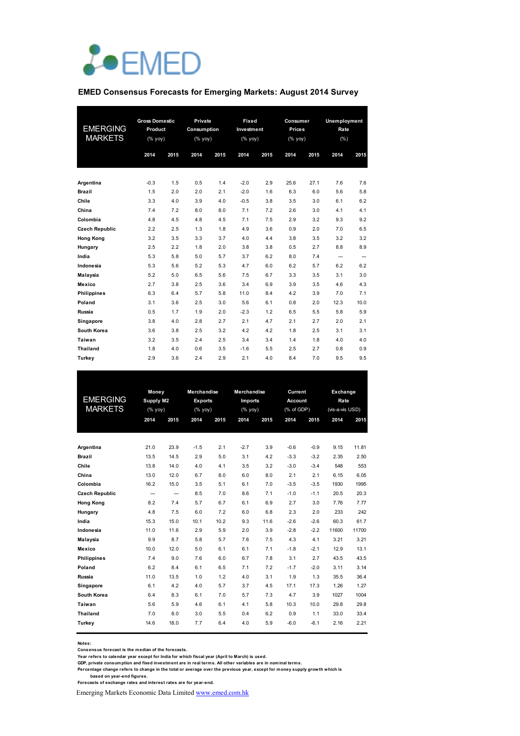EMED

## EMED Consensus Forecasts for Emerging Markets: August 2014 Survey

| EMERGING MARKETS | Gross Domestic Product (% yoy) | | Private Consumption (% yoy) | | Fixed Investment (% yoy) | | Consumer Prices (% yoy) | | Unemployment Rate (%) | |
|---|---|---|---|---|---|---|---|---|---|---|
| | 2014 | 2015 | 2014 | 2015 | 2014 | 2015 | 2014 | 2015 | 2014 | 2015 |
| **Argentina** | -0.3 | 1.5 | 0.5 | 1.4 | -2.0 | 2.9 | 25.6 | 27.1 | 7.6 | 7.6 |
| **Brazil** | 1.5 | 2.0 | 2.0 | 2.1 | -2.0 | 1.6 | 6.3 | 6.0 | 5.6 | 5.8 |
| **Chile** | 3.3 | 4.0 | 3.9 | 4.0 | -0.5 | 3.8 | 3.5 | 3.0 | 6.1 | 6.2 |
| **China** | 7.4 | 7.2 | 8.0 | 8.0 | 7.1 | 7.2 | 2.6 | 3.0 | 4.1 | 4.1 |
| **Colombia** | 4.8 | 4.5 | 4.8 | 4.5 | 7.1 | 7.5 | 2.9 | 3.2 | 9.3 | 9.2 |
| **Czech Republic** | 2.2 | 2.5 | 1.3 | 1.8 | 4.9 | 3.6 | 0.9 | 2.0 | 7.0 | 6.5 |
| **Hong Kong** | 3.2 | 3.5 | 3.3 | 3.7 | 4.0 | 4.4 | 3.8 | 3.5 | 3.2 | 3.2 |
| **Hungary** | 2.5 | 2.2 | 1.8 | 2.0 | 3.8 | 3.8 | 0.5 | 2.7 | 8.8 | 8.9 |
| **India** | 5.3 | 5.8 | 5.0 | 5.7 | 3.7 | 6.2 | 8.0 | 7.4 | --- | --- |
| **Indonesia** | 5.3 | 5.6 | 5.2 | 5.3 | 4.7 | 6.0 | 6.2 | 5.7 | 6.2 | 6.2 |
| **Malaysia** | 5.2 | 5.0 | 6.5 | 5.6 | 7.5 | 6.7 | 3.3 | 3.5 | 3.1 | 3.0 |
| **Mexico** | 2.7 | 3.8 | 2.5 | 3.6 | 3.4 | 6.9 | 3.9 | 3.5 | 4.6 | 4.3 |
| **Philippines** | 6.3 | 6.4 | 5.7 | 5.8 | 11.0 | 8.4 | 4.2 | 3.9 | 7.0 | 7.1 |
| **Poland** | 3.1 | 3.6 | 2.5 | 3.0 | 5.6 | 6.1 | 0.8 | 2.0 | 12.3 | 10.0 |
| **Russia** | 0.5 | 1.7 | 1.9 | 2.0 | -2.3 | 1.2 | 6.5 | 5.5 | 5.8 | 5.9 |
| **Singapore** | 3.8 | 4.0 | 2.8 | 2.7 | 2.1 | 4.7 | 2.1 | 2.7 | 2.0 | 2.1 |
| **South Korea** | 3.6 | 3.8 | 2.5 | 3.2 | 4.2 | 4.2 | 1.8 | 2.5 | 3.1 | 3.1 |
| **Taiwan** | 3.2 | 3.5 | 2.4 | 2.5 | 3.4 | 3.4 | 1.4 | 1.8 | 4.0 | 4.0 |
| **Thailand** | 1.8 | 4.0 | 0.6 | 3.5 | -1.6 | 5.5 | 2.5 | 2.7 | 0.8 | 0.9 |
| **Turkey** | 2.9 | 3.6 | 2.4 | 2.9 | 2.1 | 4.0 | 8.4 | 7.0 | 9.5 | 9.5 |

| EMERGING MARKETS | Money Supply M2 (% yoy) | | Merchandise Exports (% yoy) | | Merchandise Imports (% yoy) | | Current Account (% of GDP) | | Exchange Rate (vis-a-vis USD) | |
|---|---|---|---|---|---|---|---|---|---|---|
| | 2014 | 2015 | 2014 | 2015 | 2014 | 2015 | 2014 | 2015 | 2014 | 2015 |
| **Argentina** | 21.0 | 23.9 | -1.5 | 2.1 | -2.7 | 3.9 | -0.6 | -0.9 | 9.15 | 11.81 |
| **Brazil** | 13.5 | 14.5 | 2.9 | 5.0 | 3.1 | 4.2 | -3.3 | -3.2 | 2.35 | 2.50 |
| **Chile** | 13.8 | 14.0 | 4.0 | 4.1 | 3.5 | 3.2 | -3.0 | -3.4 | 548 | 553 |
| **China** | 13.0 | 12.0 | 6.7 | 8.0 | 6.0 | 8.0 | 2.1 | 2.1 | 6.15 | 6.05 |
| **Colombia** | 16.2 | 15.0 | 3.5 | 5.1 | 6.1 | 7.0 | -3.5 | -3.5 | 1930 | 1995 |
| **Czech Republic** | --- | --- | 8.5 | 7.0 | 8.6 | 7.1 | -1.0 | -1.1 | 20.5 | 20.3 |
| **Hong Kong** | 8.2 | 7.4 | 5.7 | 6.7 | 6.1 | 6.9 | 2.7 | 3.0 | 7.76 | 7.77 |
| **Hungary** | 4.8 | 7.5 | 6.0 | 7.2 | 6.0 | 6.8 | 2.3 | 2.0 | 233 | 242 |
| **India** | 15.3 | 15.0 | 10.1 | 10.2 | 9.3 | 11.6 | -2.6 | -2.6 | 60.3 | 61.7 |
| **Indonesia** | 11.0 | 11.6 | 2.9 | 5.9 | 2.0 | 3.9 | -2.8 | -2.2 | 11600 | 11700 |
| **Malaysia** | 9.9 | 8.7 | 5.8 | 5.7 | 7.6 | 7.5 | 4.3 | 4.1 | 3.21 | 3.21 |
| **Mexico** | 10.0 | 12.0 | 5.0 | 6.1 | 6.1 | 7.1 | -1.8 | -2.1 | 12.9 | 13.1 |
| **Philippines** | 7.4 | 9.0 | 7.6 | 6.0 | 6.7 | 7.8 | 3.1 | 2.7 | 43.5 | 43.5 |
| **Poland** | 6.2 | 8.4 | 6.1 | 6.5 | 7.1 | 7.2 | -1.7 | -2.0 | 3.11 | 3.14 |
| **Russia** | 11.0 | 13.5 | 1.0 | 1.2 | 4.0 | 3.1 | 1.9 | 1.3 | 35.5 | 36.4 |
| **Singapore** | 6.1 | 4.2 | 4.0 | 5.7 | 3.7 | 4.5 | 17.1 | 17.3 | 1.26 | 1.27 |
| **South Korea** | 6.4 | 8.3 | 6.1 | 7.0 | 5.7 | 7.3 | 4.7 | 3.9 | 1027 | 1004 |
| **Taiwan** | 5.6 | 5.9 | 4.6 | 6.1 | 4.1 | 5.8 | 10.3 | 10.0 | 29.8 | 29.8 |
| **Thailand** | 7.0 | 8.0 | 3.0 | 5.5 | 0.4 | 6.2 | 0.9 | 1.1 | 33.0 | 33.4 |
| **Turkey** | 14.6 | 18.0 | 7.7 | 6.4 | 4.0 | 5.9 | -6.0 | -6.1 | 2.16 | 2.21 |

**Notes:**
**Consensus forecast is the median of the forecasts.**
**Year refers to calendar year except for India for which fiscal year (April to March) is used.**
**GDP, private consumption and fixed investment are in real terms. All other variables are in nominal terms.**
**Percentage change refers to change in the total or average over the previous year, except for money supply growth which is based on year-end figures.**
**Forecasts of exchange rates and interest rates are for year-end.**

Emerging Markets Economic Data Limited www.emed.com.hk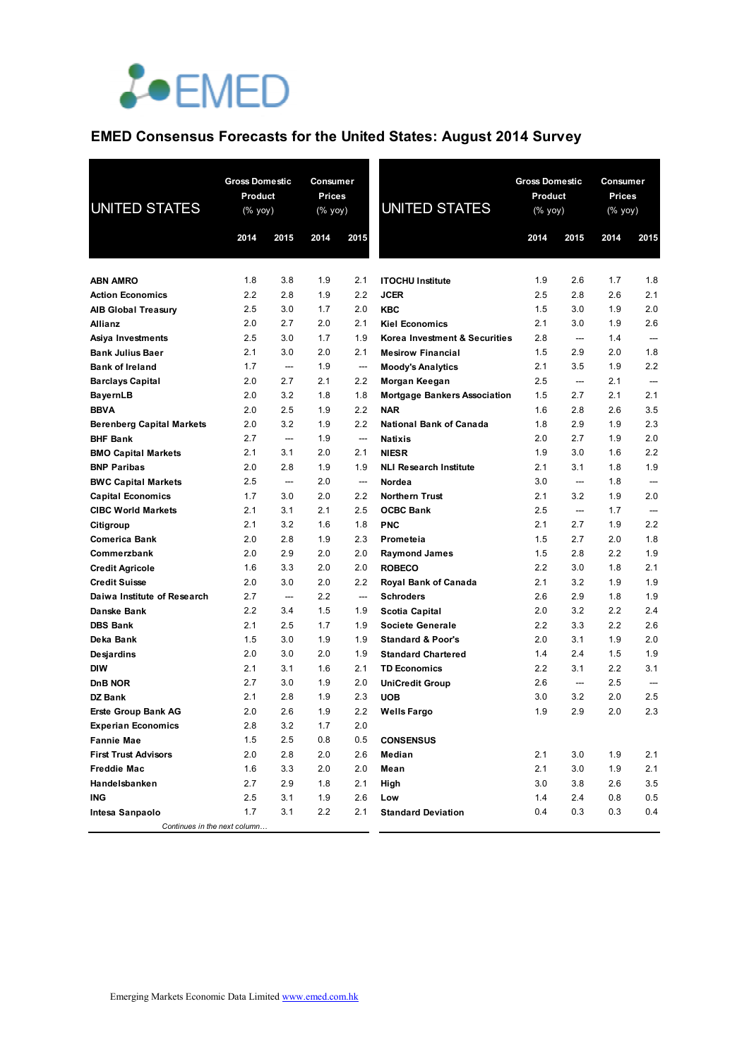# EMED Consensus Forecasts for the United States: August 2014 Survey

| UNITED STATES | Gross Domestic Product (% yoy) | | Consumer Prices (% yoy) | |
|---|---|---|---|---|
| | 2014 | 2015 | 2014 | 2015 |
| **ABN AMRO** | 1.8 | 3.8 | 1.9 | 2.1 |
| **Action Economics** | 2.2 | 2.8 | 1.9 | 2.2 |
| **AIB Global Treasury** | 2.5 | 3.0 | 1.7 | 2.0 |
| **Allianz** | 2.0 | 2.7 | 2.0 | 2.1 |
| **Asiya Investments** | 2.5 | 3.0 | 1.7 | 1.9 |
| **Bank Julius Baer** | 2.1 | 3.0 | 2.0 | 2.1 |
| **Bank of Ireland** | 1.7 | --- | 1.9 | --- |
| **Barclays Capital** | 2.0 | 2.7 | 2.1 | 2.2 |
| **BayernLB** | 2.0 | 3.2 | 1.8 | 1.8 |
| **BBVA** | 2.0 | 2.5 | 1.9 | 2.2 |
| **Berenberg Capital Markets** | 2.0 | 3.2 | 1.9 | 2.2 |
| **BHF Bank** | 2.7 | --- | 1.9 | --- |
| **BMO Capital Markets** | 2.1 | 3.1 | 2.0 | 2.1 |
| **BNP Paribas** | 2.0 | 2.8 | 1.9 | 1.9 |
| **BWC Capital Markets** | 2.5 | --- | 2.0 | --- |
| **Capital Economics** | 1.7 | 3.0 | 2.0 | 2.2 |
| **CIBC World Markets** | 2.1 | 3.1 | 2.1 | 2.5 |
| **Citigroup** | 2.1 | 3.2 | 1.6 | 1.8 |
| **Comerica Bank** | 2.0 | 2.8 | 1.9 | 2.3 |
| **Commerzbank** | 2.0 | 2.9 | 2.0 | 2.0 |
| **Credit Agricole** | 1.6 | 3.3 | 2.0 | 2.0 |
| **Credit Suisse** | 2.0 | 3.0 | 2.0 | 2.2 |
| **Daiwa Institute of Research** | 2.7 | --- | 2.2 | --- |
| **Danske Bank** | 2.2 | 3.4 | 1.5 | 1.9 |
| **DBS Bank** | 2.1 | 2.5 | 1.7 | 1.9 |
| **Deka Bank** | 1.5 | 3.0 | 1.9 | 1.9 |
| **Desjardins** | 2.0 | 3.0 | 2.0 | 1.9 |
| **DIW** | 2.1 | 3.1 | 1.6 | 2.1 |
| **DnB NOR** | 2.7 | 3.0 | 1.9 | 2.0 |
| **DZ Bank** | 2.1 | 2.8 | 1.9 | 2.3 |
| **Erste Group Bank AG** | 2.0 | 2.6 | 1.9 | 2.2 |
| **Experian Economics** | 2.8 | 3.2 | 1.7 | 2.0 |
| **Fannie Mae** | 1.5 | 2.5 | 0.8 | 0.5 |
| **First Trust Advisors** | 2.0 | 2.8 | 2.0 | 2.6 |
| **Freddie Mac** | 1.6 | 3.3 | 2.0 | 2.0 |
| **Handelsbanken** | 2.7 | 2.9 | 1.8 | 2.1 |
| **ING** | 2.5 | 3.1 | 1.9 | 2.6 |
| **Intesa Sanpaolo** | 1.7 | 3.1 | 2.2 | 2.1 |
| **ITOCHU Institute** | 1.9 | 2.6 | 1.7 | 1.8 |
| **JCER** | 2.5 | 2.8 | 2.6 | 2.1 |
| **KBC** | 1.5 | 3.0 | 1.9 | 2.0 |
| **Kiel Economics** | 2.1 | 3.0 | 1.9 | 2.6 |
| **Korea Investment & Securities** | 2.8 | --- | 1.4 | --- |
| **Mesirow Financial** | 1.5 | 2.9 | 2.0 | 1.8 |
| **Moody's Analytics** | 2.1 | 3.5 | 1.9 | 2.2 |
| **Morgan Keegan** | 2.5 | --- | 2.1 | --- |
| **Mortgage Bankers Association** | 1.5 | 2.7 | 2.1 | 2.1 |
| **NAR** | 1.6 | 2.8 | 2.6 | 3.5 |
| **National Bank of Canada** | 1.8 | 2.9 | 1.9 | 2.3 |
| **Natixis** | 2.0 | 2.7 | 1.9 | 2.0 |
| **NIESR** | 1.9 | 3.0 | 1.6 | 2.2 |
| **NLI Research Institute** | 2.1 | 3.1 | 1.8 | 1.9 |
| **Nordea** | 3.0 | --- | 1.8 | --- |
| **Northern Trust** | 2.1 | 3.2 | 1.9 | 2.0 |
| **OCBC Bank** | 2.5 | --- | 1.7 | --- |
| **PNC** | 2.1 | 2.7 | 1.9 | 2.2 |
| **Prometeia** | 1.5 | 2.7 | 2.0 | 1.8 |
| **Raymond James** | 1.5 | 2.8 | 2.2 | 1.9 |
| **ROBECO** | 2.2 | 3.0 | 1.8 | 2.1 |
| **Royal Bank of Canada** | 2.1 | 3.2 | 1.9 | 1.9 |
| **Schroders** | 2.6 | 2.9 | 1.8 | 1.9 |
| **Scotia Capital** | 2.0 | 3.2 | 2.2 | 2.4 |
| **Societe Generale** | 2.2 | 3.3 | 2.2 | 2.6 |
| **Standard & Poor's** | 2.0 | 3.1 | 1.9 | 2.0 |
| **Standard Chartered** | 1.4 | 2.4 | 1.5 | 1.9 |
| **TD Economics** | 2.2 | 3.1 | 2.2 | 3.1 |
| **UniCredit Group** | 2.6 | --- | 2.5 | --- |
| **UOB** | 3.0 | 3.2 | 2.0 | 2.5 |
| **Wells Fargo** | 1.9 | 2.9 | 2.0 | 2.3 |
| **CONSENSUS** | | | | |
| **Median** | 2.1 | 3.0 | 1.9 | 2.1 |
| **Mean** | 2.1 | 3.0 | 1.9 | 2.1 |
| **High** | 3.0 | 3.8 | 2.6 | 3.5 |
| **Low** | 1.4 | 2.4 | 0.8 | 0.5 |
| **Standard Deviation** | 0.4 | 0.3 | 0.3 | 0.4 |

*Continues in the next column…*

Emerging Markets Economic Data Limited www.emed.com.hk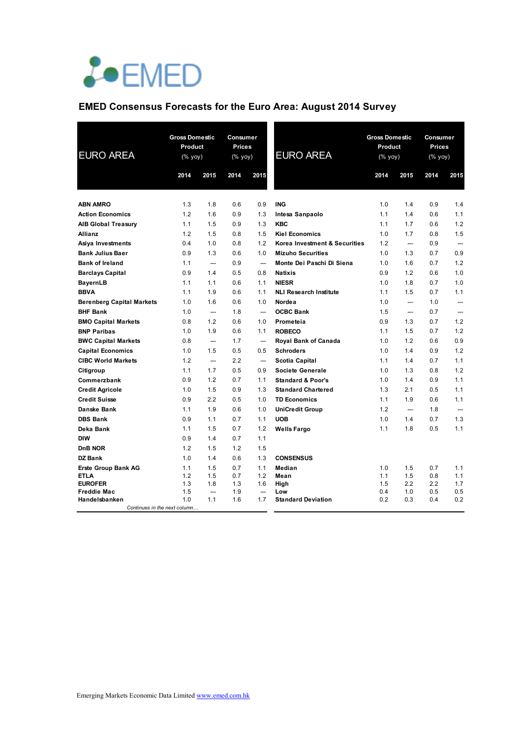EMED

## EMED Consensus Forecasts for the Euro Area: August 2014 Survey

| EURO AREA | Gross Domestic Product (% yoy) | | Consumer Prices (% yoy) | |
|---|---|---|---|---|
| | 2014 | 2015 | 2014 | 2015 |
| **ABN AMRO** | 1.3 | 1.8 | 0.6 | 0.9 |
| **Action Economics** | 1.2 | 1.6 | 0.9 | 1.3 |
| **AIB Global Treasury** | 1.1 | 1.5 | 0.9 | 1.3 |
| **Allianz** | 1.2 | 1.5 | 0.8 | 1.5 |
| **Asiya Investments** | 0.4 | 1.0 | 0.8 | 1.2 |
| **Bank Julius Baer** | 0.9 | 1.3 | 0.6 | 1.0 |
| **Bank of Ireland** | 1.1 | --- | 0.9 | --- |
| **Barclays Capital** | 0.9 | 1.4 | 0.5 | 0.8 |
| **BayernLB** | 1.1 | 1.1 | 0.6 | 1.1 |
| **BBVA** | 1.1 | 1.9 | 0.6 | 1.1 |
| **Berenberg Capital Markets** | 1.0 | 1.6 | 0.6 | 1.0 |
| **BHF Bank** | 1.0 | --- | 1.8 | --- |
| **BMO Capital Markets** | 0.8 | 1.2 | 0.6 | 1.0 |
| **BNP Paribas** | 1.0 | 1.9 | 0.6 | 1.1 |
| **BWC Capital Markets** | 0.8 | --- | 1.7 | --- |
| **Capital Economics** | 1.0 | 1.5 | 0.5 | 0.5 |
| **CIBC World Markets** | 1.2 | --- | 2.2 | --- |
| **Citigroup** | 1.1 | 1.7 | 0.5 | 0.9 |
| **Commerzbank** | 0.9 | 1.2 | 0.7 | 1.1 |
| **Credit Agricole** | 1.0 | 1.5 | 0.9 | 1.3 |
| **Credit Suisse** | 0.9 | 2.2 | 0.5 | 1.0 |
| **Danske Bank** | 1.1 | 1.9 | 0.6 | 1.0 |
| **DBS Bank** | 0.9 | 1.1 | 0.7 | 1.1 |
| **Deka Bank** | 1.1 | 1.5 | 0.7 | 1.2 |
| **DIW** | 0.9 | 1.4 | 0.7 | 1.1 |
| **DnB NOR** | 1.2 | 1.5 | 1.2 | 1.5 |
| **DZ Bank** | 1.0 | 1.4 | 0.6 | 1.3 |
| **Erste Group Bank AG** | 1.1 | 1.5 | 0.7 | 1.1 |
| **ETLA** | 1.2 | 1.5 | 0.7 | 1.2 |
| **EUROFER** | 1.3 | 1.8 | 1.3 | 1.6 |
| **Freddie Mac** | 1.5 | --- | 1.9 | --- |
| **Handelsbanken** | 1.0 | 1.1 | 1.6 | 1.7 |
| **ING** | 1.0 | 1.4 | 0.9 | 1.4 |
| **Intesa Sanpaolo** | 1.1 | 1.4 | 0.6 | 1.1 |
| **KBC** | 1.1 | 1.7 | 0.6 | 1.2 |
| **Kiel Economics** | 1.0 | 1.7 | 0.8 | 1.5 |
| **Korea Investment & Securities** | 1.2 | --- | 0.9 | --- |
| **Mizuho Securities** | 1.0 | 1.3 | 0.7 | 0.9 |
| **Monte Dei Paschi Di Siena** | 1.0 | 1.6 | 0.7 | 1.2 |
| **Natixis** | 0.9 | 1.2 | 0.6 | 1.0 |
| **NIESR** | 1.0 | 1.8 | 0.7 | 1.0 |
| **NLI Research Institute** | 1.1 | 1.5 | 0.7 | 1.1 |
| **Nordea** | 1.0 | --- | 1.0 | --- |
| **OCBC Bank** | 1.5 | --- | 0.7 | --- |
| **Prometeia** | 0.9 | 1.3 | 0.7 | 1.2 |
| **ROBECO** | 1.1 | 1.5 | 0.7 | 1.2 |
| **Royal Bank of Canada** | 1.0 | 1.2 | 0.6 | 0.9 |
| **Schroders** | 1.0 | 1.4 | 0.9 | 1.2 |
| **Scotia Capital** | 1.1 | 1.4 | 0.7 | 1.1 |
| **Societe Generale** | 1.0 | 1.3 | 0.8 | 1.2 |
| **Standard & Poor's** | 1.0 | 1.4 | 0.9 | 1.1 |
| **Standard Chartered** | 1.3 | 2.1 | 0.5 | 1.1 |
| **TD Economics** | 1.1 | 1.9 | 0.6 | 1.1 |
| **UniCredit Group** | 1.2 | --- | 1.8 | --- |
| **UOB** | 1.0 | 1.4 | 0.7 | 1.3 |
| **Wells Fargo** | 1.1 | 1.8 | 0.5 | 1.1 |
| **CONSENSUS** | | | | |
| **Median** | 1.0 | 1.5 | 0.7 | 1.1 |
| **Mean** | 1.1 | 1.5 | 0.8 | 1.1 |
| **High** | 1.5 | 2.2 | 2.2 | 1.7 |
| **Low** | 0.4 | 1.0 | 0.5 | 0.5 |
| **Standard Deviation** | 0.2 | 0.3 | 0.4 | 0.2 |

Emerging Markets Economic Data Limited www.emed.com.hk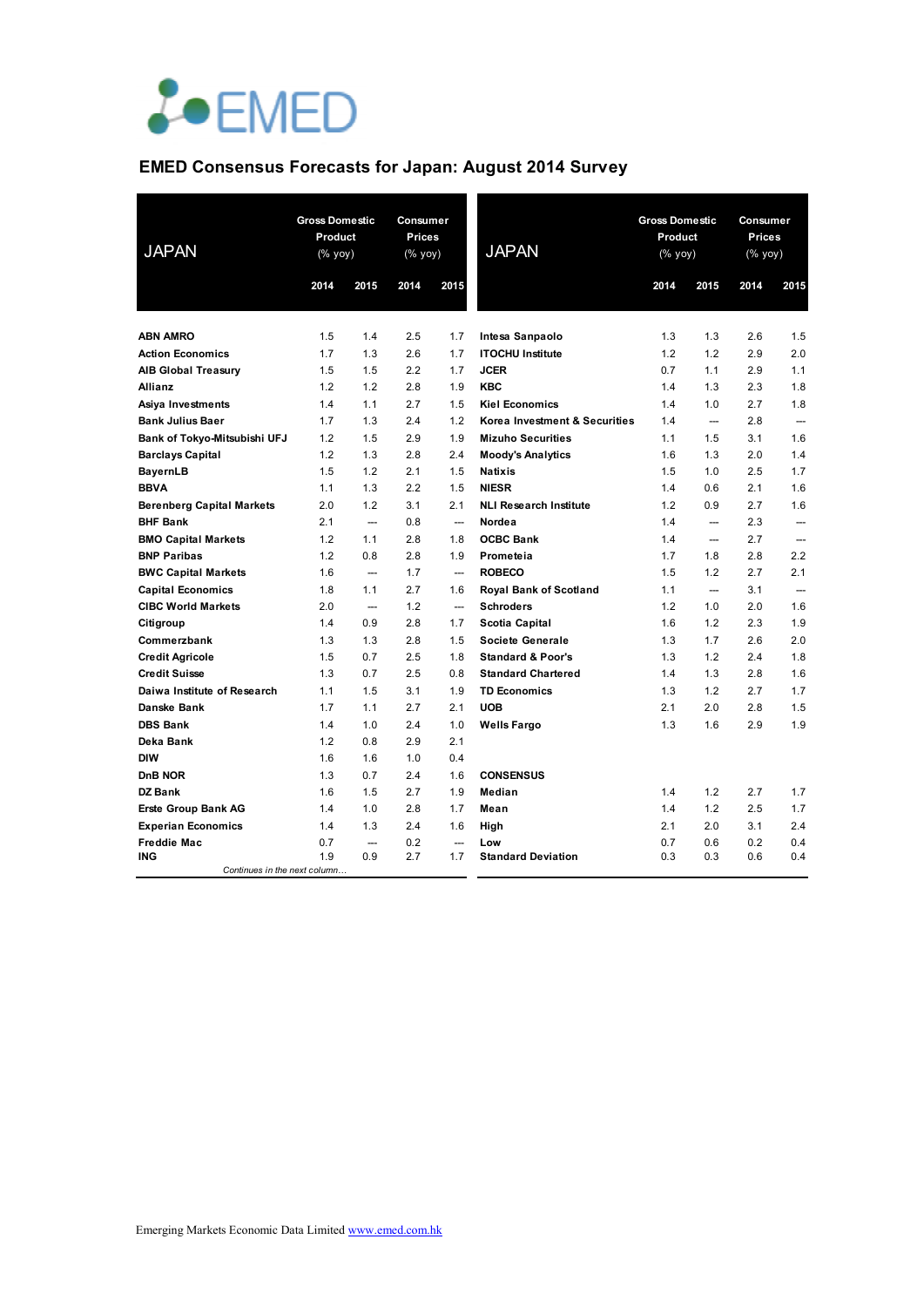EMED

## EMED Consensus Forecasts for Japan: August 2014 Survey

| JAPAN | Gross Domestic Product (% yoy) | | Consumer Prices (% yoy) | |
|---|---|---|---|---|
| | 2014 | 2015 | 2014 | 2015 |
| ABN AMRO | 1.5 | 1.4 | 2.5 | 1.7 |
| Action Economics | 1.7 | 1.3 | 2.6 | 1.7 |
| AIB Global Treasury | 1.5 | 1.5 | 2.2 | 1.7 |
| Allianz | 1.2 | 1.2 | 2.8 | 1.9 |
| Asiya Investments | 1.4 | 1.1 | 2.7 | 1.5 |
| Bank Julius Baer | 1.7 | 1.3 | 2.4 | 1.2 |
| Bank of Tokyo-Mitsubishi UFJ | 1.2 | 1.5 | 2.9 | 1.9 |
| Barclays Capital | 1.2 | 1.3 | 2.8 | 2.4 |
| BayernLB | 1.5 | 1.2 | 2.1 | 1.5 |
| BBVA | 1.1 | 1.3 | 2.2 | 1.5 |
| Berenberg Capital Markets | 2.0 | 1.2 | 3.1 | 2.1 |
| BHF Bank | 2.1 | --- | 0.8 | --- |
| BMO Capital Markets | 1.2 | 1.1 | 2.8 | 1.8 |
| BNP Paribas | 1.2 | 0.8 | 2.8 | 1.9 |
| BWC Capital Markets | 1.6 | --- | 1.7 | --- |
| Capital Economics | 1.8 | 1.1 | 2.7 | 1.6 |
| CIBC World Markets | 2.0 | --- | 1.2 | --- |
| Citigroup | 1.4 | 0.9 | 2.8 | 1.7 |
| Commerzbank | 1.3 | 1.3 | 2.8 | 1.5 |
| Credit Agricole | 1.5 | 0.7 | 2.5 | 1.8 |
| Credit Suisse | 1.3 | 0.7 | 2.5 | 0.8 |
| Daiwa Institute of Research | 1.1 | 1.5 | 3.1 | 1.9 |
| Danske Bank | 1.7 | 1.1 | 2.7 | 2.1 |
| DBS Bank | 1.4 | 1.0 | 2.4 | 1.0 |
| Deka Bank | 1.2 | 0.8 | 2.9 | 2.1 |
| DIW | 1.6 | 1.6 | 1.0 | 0.4 |
| DnB NOR | 1.3 | 0.7 | 2.4 | 1.6 |
| DZ Bank | 1.6 | 1.5 | 2.7 | 1.9 |
| Erste Group Bank AG | 1.4 | 1.0 | 2.8 | 1.7 |
| Experian Economics | 1.4 | 1.3 | 2.4 | 1.6 |
| Freddie Mac | 0.7 | --- | 0.2 | --- |
| ING | 1.9 | 0.9 | 2.7 | 1.7 |
| Intesa Sanpaolo | 1.3 | 1.3 | 2.6 | 1.5 |
| ITOCHU Institute | 1.2 | 1.2 | 2.9 | 2.0 |
| JCER | 0.7 | 1.1 | 2.9 | 1.1 |
| KBC | 1.4 | 1.3 | 2.3 | 1.8 |
| Kiel Economics | 1.4 | 1.0 | 2.7 | 1.8 |
| Korea Investment & Securities | 1.4 | --- | 2.8 | --- |
| Mizuho Securities | 1.1 | 1.5 | 3.1 | 1.6 |
| Moody's Analytics | 1.6 | 1.3 | 2.0 | 1.4 |
| Natixis | 1.5 | 1.0 | 2.5 | 1.7 |
| NIESR | 1.4 | 0.6 | 2.1 | 1.6 |
| NLI Research Institute | 1.2 | 0.9 | 2.7 | 1.6 |
| Nordea | 1.4 | --- | 2.3 | --- |
| OCBC Bank | 1.4 | --- | 2.7 | --- |
| Prometeia | 1.7 | 1.8 | 2.8 | 2.2 |
| ROBECO | 1.5 | 1.2 | 2.7 | 2.1 |
| Royal Bank of Scotland | 1.1 | --- | 3.1 | --- |
| Schroders | 1.2 | 1.0 | 2.0 | 1.6 |
| Scotia Capital | 1.6 | 1.2 | 2.3 | 1.9 |
| Societe Generale | 1.3 | 1.7 | 2.6 | 2.0 |
| Standard & Poor's | 1.3 | 1.2 | 2.4 | 1.8 |
| Standard Chartered | 1.4 | 1.3 | 2.8 | 1.6 |
| TD Economics | 1.3 | 1.2 | 2.7 | 1.7 |
| UOB | 2.1 | 2.0 | 2.8 | 1.5 |
| Wells Fargo | 1.3 | 1.6 | 2.9 | 1.9 |
| **CONSENSUS** | | | | |
| Median | 1.4 | 1.2 | 2.7 | 1.7 |
| Mean | 1.4 | 1.2 | 2.5 | 1.7 |
| High | 2.1 | 2.0 | 3.1 | 2.4 |
| Low | 0.7 | 0.6 | 0.2 | 0.4 |
| Standard Deviation | 0.3 | 0.3 | 0.6 | 0.4 |

Emerging Markets Economic Data Limited [www.emed.com.hk](http://www.emed.com.hk)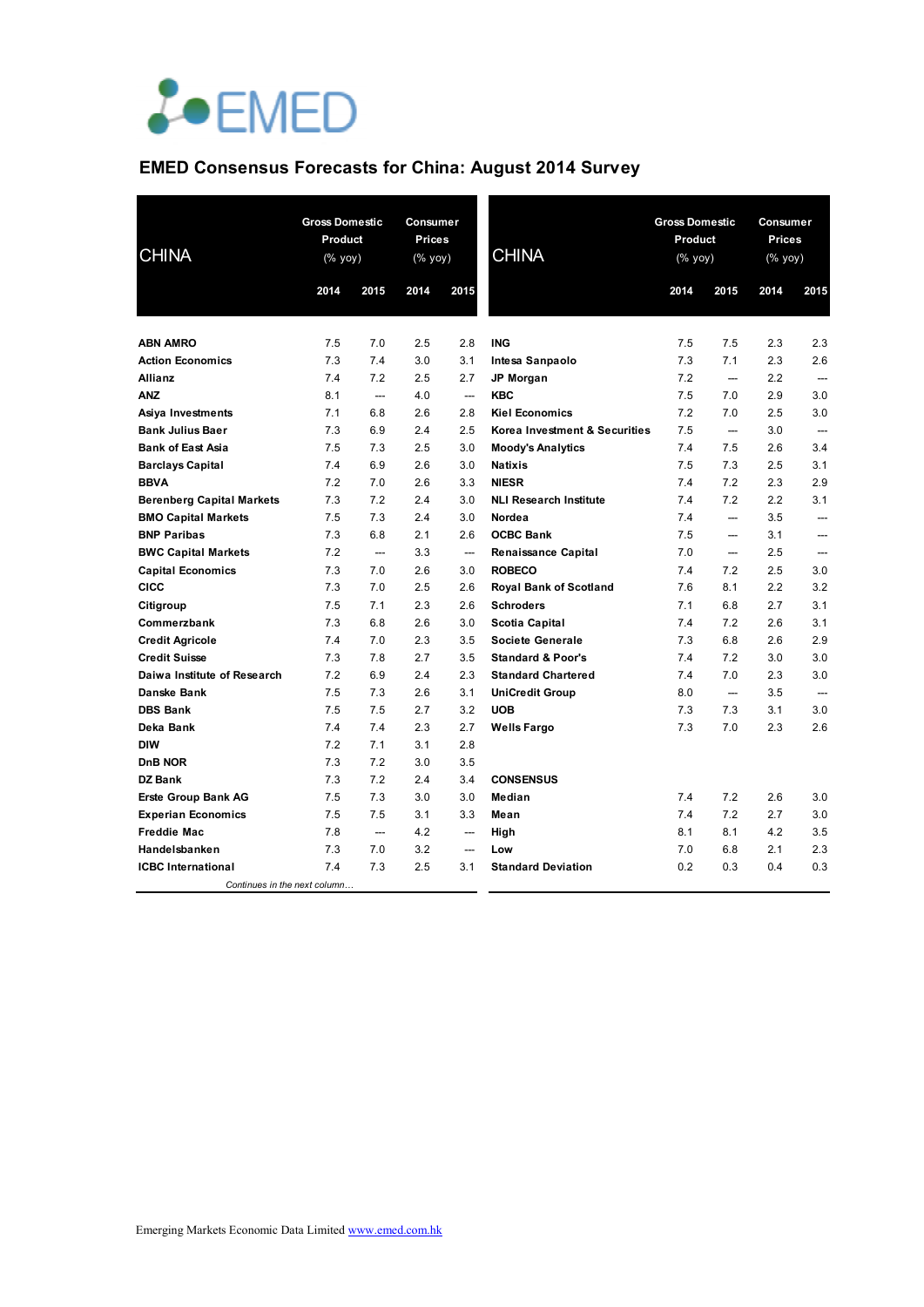# EMED Consensus Forecasts for China: August 2014 Survey

| CHINA | Gross Domestic Product (% yoy) | | Consumer Prices (% yoy) | |
|---|---|---|---|---|
| | 2014 | 2015 | 2014 | 2015 |
| **ABN AMRO** | 7.5 | 7.0 | 2.5 | 2.8 |
| **Action Economics** | 7.3 | 7.4 | 3.0 | 3.1 |
| **Allianz** | 7.4 | 7.2 | 2.5 | 2.7 |
| **ANZ** | 8.1 | --- | 4.0 | --- |
| **Asiya Investments** | 7.1 | 6.8 | 2.6 | 2.8 |
| **Bank Julius Baer** | 7.3 | 6.9 | 2.4 | 2.5 |
| **Bank of East Asia** | 7.5 | 7.3 | 2.5 | 3.0 |
| **Barclays Capital** | 7.4 | 6.9 | 2.6 | 3.0 |
| **BBVA** | 7.2 | 7.0 | 2.6 | 3.3 |
| **Berenberg Capital Markets** | 7.3 | 7.2 | 2.4 | 3.0 |
| **BMO Capital Markets** | 7.5 | 7.3 | 2.4 | 3.0 |
| **BNP Paribas** | 7.3 | 6.8 | 2.1 | 2.6 |
| **BWC Capital Markets** | 7.2 | --- | 3.3 | --- |
| **Capital Economics** | 7.3 | 7.0 | 2.6 | 3.0 |
| **CICC** | 7.3 | 7.0 | 2.5 | 2.6 |
| **Citigroup** | 7.5 | 7.1 | 2.3 | 2.6 |
| **Commerzbank** | 7.3 | 6.8 | 2.6 | 3.0 |
| **Credit Agricole** | 7.4 | 7.0 | 2.3 | 3.5 |
| **Credit Suisse** | 7.3 | 7.8 | 2.7 | 3.5 |
| **Daiwa Institute of Research** | 7.2 | 6.9 | 2.4 | 2.3 |
| **Danske Bank** | 7.5 | 7.3 | 2.6 | 3.1 |
| **DBS Bank** | 7.5 | 7.5 | 2.7 | 3.2 |
| **Deka Bank** | 7.4 | 7.4 | 2.3 | 2.7 |
| **DIW** | 7.2 | 7.1 | 3.1 | 2.8 |
| **DnB NOR** | 7.3 | 7.2 | 3.0 | 3.5 |
| **DZ Bank** | 7.3 | 7.2 | 2.4 | 3.4 |
| **Erste Group Bank AG** | 7.5 | 7.3 | 3.0 | 3.0 |
| **Experian Economics** | 7.5 | 7.5 | 3.1 | 3.3 |
| **Freddie Mac** | 7.8 | --- | 4.2 | --- |
| **Handelsbanken** | 7.3 | 7.0 | 3.2 | --- |
| **ICBC International** | 7.4 | 7.3 | 2.5 | 3.1 |
| **ING** | 7.5 | 7.5 | 2.3 | 2.3 |
| **Intesa Sanpaolo** | 7.3 | 7.1 | 2.3 | 2.6 |
| **JP Morgan** | 7.2 | --- | 2.2 | --- |
| **KBC** | 7.5 | 7.0 | 2.9 | 3.0 |
| **Kiel Economics** | 7.2 | 7.0 | 2.5 | 3.0 |
| **Korea Investment & Securities** | 7.5 | --- | 3.0 | --- |
| **Moody's Analytics** | 7.4 | 7.5 | 2.6 | 3.4 |
| **Natixis** | 7.5 | 7.3 | 2.5 | 3.1 |
| **NIESR** | 7.4 | 7.2 | 2.3 | 2.9 |
| **NLI Research Institute** | 7.4 | 7.2 | 2.2 | 3.1 |
| **Nordea** | 7.4 | --- | 3.5 | --- |
| **OCBC Bank** | 7.5 | --- | 3.1 | --- |
| **Renaissance Capital** | 7.0 | --- | 2.5 | --- |
| **ROBECO** | 7.4 | 7.2 | 2.5 | 3.0 |
| **Royal Bank of Scotland** | 7.6 | 8.1 | 2.2 | 3.2 |
| **Schroders** | 7.1 | 6.8 | 2.7 | 3.1 |
| **Scotia Capital** | 7.4 | 7.2 | 2.6 | 3.1 |
| **Societe Generale** | 7.3 | 6.8 | 2.6 | 2.9 |
| **Standard & Poor's** | 7.4 | 7.2 | 3.0 | 3.0 |
| **Standard Chartered** | 7.4 | 7.0 | 2.3 | 3.0 |
| **UniCredit Group** | 8.0 | --- | 3.5 | --- |
| **UOB** | 7.3 | 7.3 | 3.1 | 3.0 |
| **Wells Fargo** | 7.3 | 7.0 | 2.3 | 2.6 |
| **CONSENSUS** | | | | |
| **Median** | 7.4 | 7.2 | 2.6 | 3.0 |
| **Mean** | 7.4 | 7.2 | 2.7 | 3.0 |
| **High** | 8.1 | 8.1 | 4.2 | 3.5 |
| **Low** | 7.0 | 6.8 | 2.1 | 2.3 |
| **Standard Deviation** | 0.2 | 0.3 | 0.4 | 0.3 |

Emerging Markets Economic Data Limited [www.emed.com.hk](http://www.emed.com.hk)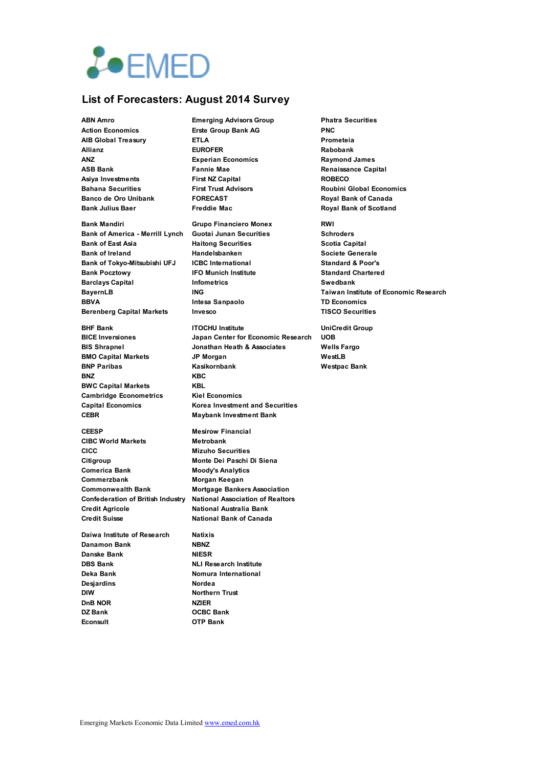EMED

## List of Forecasters: August 2014 Survey

ABN Amro
Action Economics
AIB Global Treasury
Allianz
ANZ
ASB Bank
Asiya Investments
Bahana Securities
Banco de Oro Unibank
Bank Julius Baer

Bank Mandiri
Bank of America - Merrill Lynch
Bank of East Asia
Bank of Ireland
Bank of Tokyo-Mitsubishi UFJ
Bank Pocztowy
Barclays Capital
BayernLB
BBVA
Berenberg Capital Markets

BHF Bank
BICE Inversiones
BIS Shrapnel
BMO Capital Markets
BNP Paribas
BNZ
BWC Capital Markets
Cambridge Econometrics
Capital Economics
CEBR

CEESP
CIBC World Markets
CICC
Citigroup
Comerica Bank
Commerzbank
Commonwealth Bank
Confederation of British Industry
Credit Agricole
Credit Suisse

Daiwa Institute of Research
Danamon Bank
Danske Bank
DBS Bank
Deka Bank
Desjardins
DIW
DnB NOR
DZ Bank
Econsult

Emerging Advisors Group
Erste Group Bank AG
ETLA
EUROFER
Experian Economics
Fannie Mae
First NZ Capital
First Trust Advisors
FORECAST
Freddie Mac

Grupo Financiero Monex
Guotai Junan Securities
Haitong Securities
Handelsbanken
ICBC International
IFO Munich Institute
Infometrics
ING
Intesa Sanpaolo
Invesco

ITOCHU Institute
Japan Center for Economic Research
Jonathan Heath & Associates
JP Morgan
Kasikornbank
KBC
KBL
Kiel Economics
Korea Investment and Securities
Maybank Investment Bank

Mesirow Financial
Metrobank
Mizuho Securities
Monte Dei Paschi Di Siena
Moody's Analytics
Morgan Keegan
Mortgage Bankers Association
National Association of Realtors
National Australia Bank
National Bank of Canada

Natixis
NBNZ
NIESR
NLI Research Institute
Nomura International
Nordea
Northern Trust
NZIER
OCBC Bank
OTP Bank

Phatra Securities
PNC
Prometeia
Rabobank
Raymond James
Renaissance Capital
ROBECO
Roubini Global Economics
Royal Bank of Canada
Royal Bank of Scotland

RWI
Schroders
Scotia Capital
Societe Generale
Standard & Poor's
Standard Chartered
Swedbank
Taiwan Institute of Economic Research
TD Economics
TISCO Securities

UniCredit Group
UOB
Wells Fargo
WestLB
Westpac Bank

Emerging Markets Economic Data Limited www.emed.com.hk